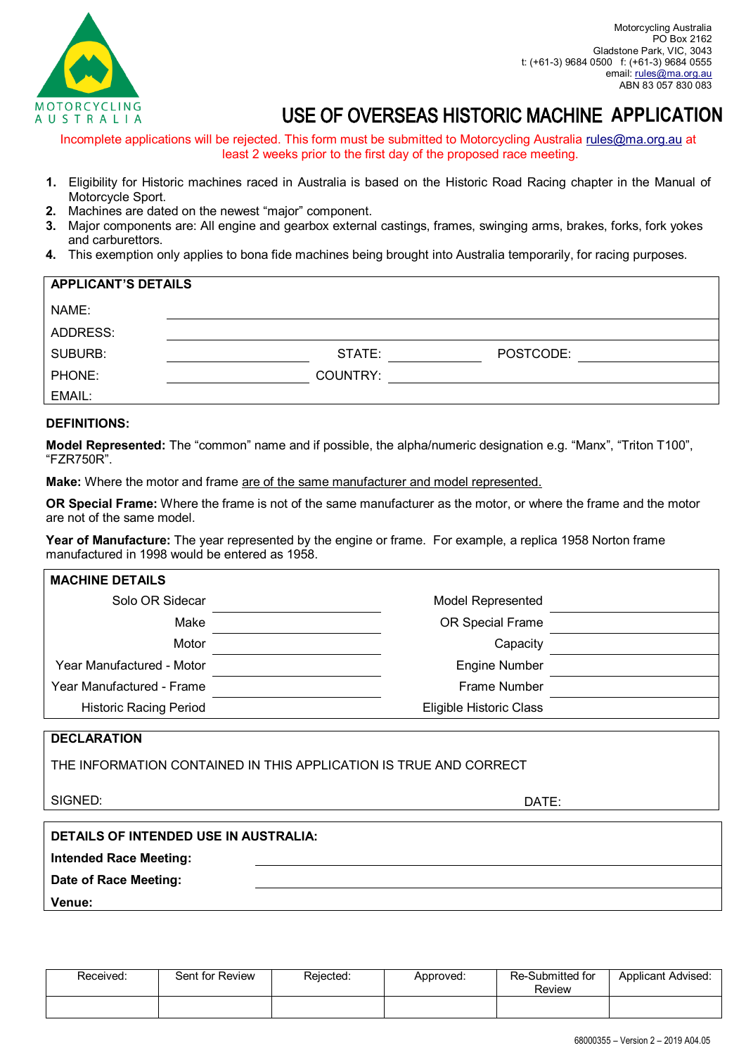MOTORCYCLING AUSTRALIA

Motorcycling Australia
PO Box 2162
Gladstone Park, VIC, 3043
t: (+61-3) 9684 0500 f: (+61-3) 9684 0555
email: rules@ma.org.au
ABN 83 057 830 083

# USE OF OVERSEAS HISTORIC MACHINE APPLICATION

Incomplete applications will be rejected. This form must be submitted to Motorcycling Australia rules@ma.org.au at least 2 weeks prior to the first day of the proposed race meeting.

1. Eligibility for Historic machines raced in Australia is based on the Historic Road Racing chapter in the Manual of Motorcycle Sport.
2. Machines are dated on the newest "major" component.
3. Major components are: All engine and gearbox external castings, frames, swinging arms, brakes, forks, fork yokes and carburettors.
4. This exemption only applies to bona fide machines being brought into Australia temporarily, for racing purposes.

## APPLICANT'S DETAILS

| | | | | | |
|---|---|---|---|---|---|
| NAME: | | | | | |
| ADDRESS: | | | | | |
| SUBURB: | | STATE: | | POSTCODE: | |
| PHONE: | | COUNTRY: | | | |
| EMAIL: | | | | | |

## DEFINITIONS:

**Model Represented:** The "common" name and if possible, the alpha/numeric designation e.g. "Manx", "Triton T100", "FZR750R".

**Make:** Where the motor and frame are of the same manufacturer and model represented.

**OR Special Frame:** Where the frame is not of the same manufacturer as the motor, or where the frame and the motor are not of the same model.

**Year of Manufacture:** The year represented by the engine or frame. For example, a replica 1958 Norton frame manufactured in 1998 would be entered as 1958.

## MACHINE DETAILS

| | | | |
|---|---|---|---|
| Solo OR Sidecar | | Model Represented | |
| Make | | OR Special Frame | |
| Motor | | Capacity | |
| Year Manufactured - Motor | | Engine Number | |
| Year Manufactured - Frame | | Frame Number | |
| Historic Racing Period | | Eligible Historic Class | |

## DECLARATION

THE INFORMATION CONTAINED IN THIS APPLICATION IS TRUE AND CORRECT

SIGNED: DATE:

## DETAILS OF INTENDED USE IN AUSTRALIA:

| | |
|---|---|
| **Intended Race Meeting:** | |
| **Date of Race Meeting:** | |
| **Venue:** | |

| Received: | Sent for Review | Rejected: | Approved: | Re-Submitted for Review | Applicant Advised: |
|---|---|---|---|---|---|
| | | | | | |

68000355 – Version 2 – 2019 A04.05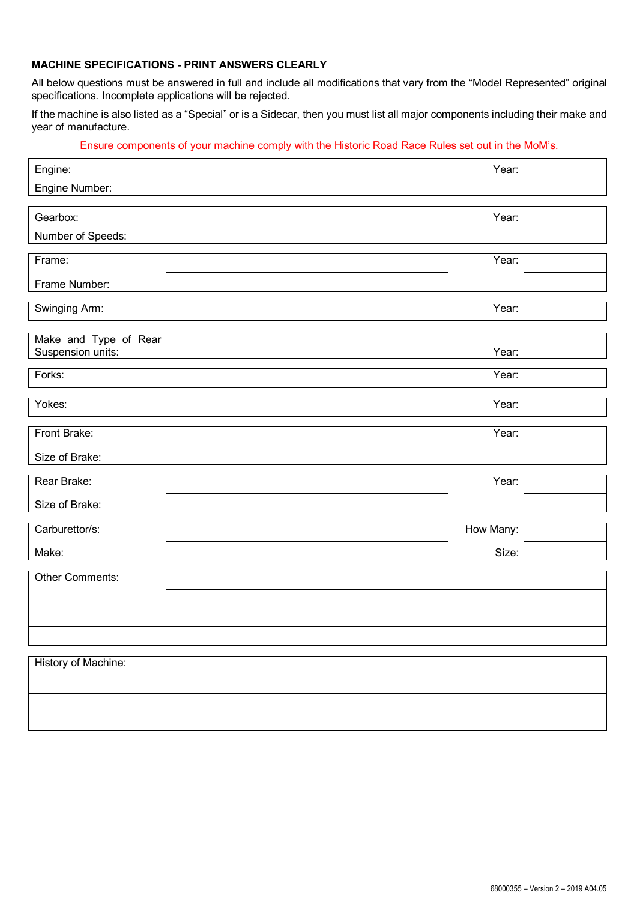**MACHINE SPECIFICATIONS - PRINT ANSWERS CLEARLY**

All below questions must be answered in full and include all modifications that vary from the "Model Represented" original specifications. Incomplete applications will be rejected.

If the machine is also listed as a "Special" or is a Sidecar, then you must list all major components including their make and year of manufacture.

Ensure components of your machine comply with the Historic Road Race Rules set out in the MoM's.

| | | | |
|---|---|---|---|
| Engine: | | Year: | |
| Engine Number: | | | |

| | | | |
|---|---|---|---|
| Gearbox: | | Year: | |
| Number of Speeds: | | | |

| | | | |
|---|---|---|---|
| Frame: | | Year: | |
| Frame Number: | | | |

| | | | |
|---|---|---|---|
| Swinging Arm: | | Year: | |

| | | | |
|---|---|---|---|
| Make and Type of Rear Suspension units: | | Year: | |

| | | | |
|---|---|---|---|
| Forks: | | Year: | |

| | | | |
|---|---|---|---|
| Yokes: | | Year: | |

| | | | |
|---|---|---|---|
| Front Brake: | | Year: | |
| Size of Brake: | | | |

| | | | |
|---|---|---|---|
| Rear Brake: | | Year: | |
| Size of Brake: | | | |

| | | | |
|---|---|---|---|
| Carburettor/s: | | How Many: | |
| Make: | | Size: | |

| | |
|---|---|
| Other Comments: | |
| | |
| | |
| | |

| | |
|---|---|
| History of Machine: | |
| | |
| | |
| | |

68000355 – Version 2 – 2019 A04.05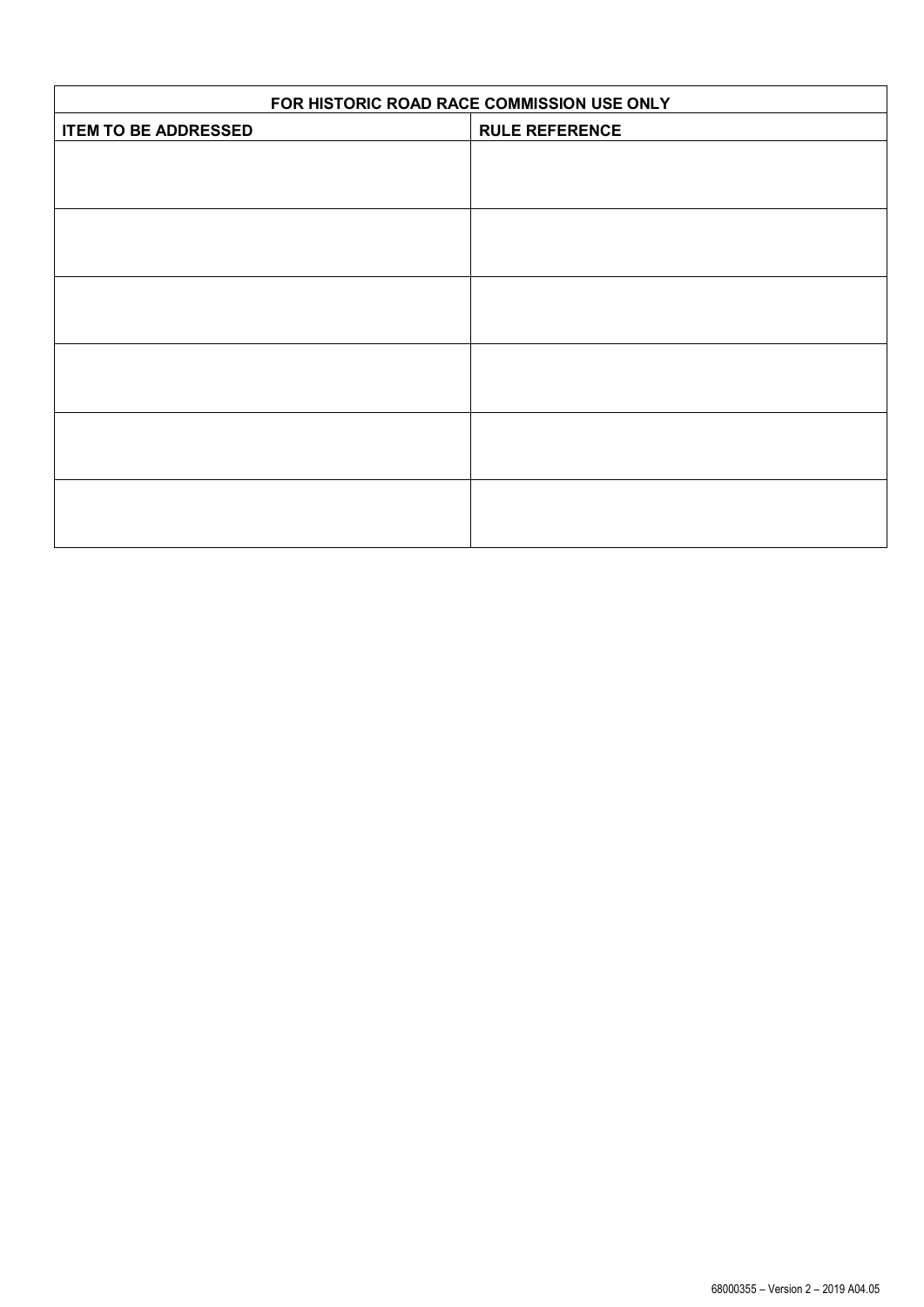| FOR HISTORIC ROAD RACE COMMISSION USE ONLY | |
| --- | --- |
| **ITEM TO BE ADDRESSED** | **RULE REFERENCE** |
| | |
| | |
| | |
| | |
| | |
| | |

68000355 – Version 2 – 2019 A04.05